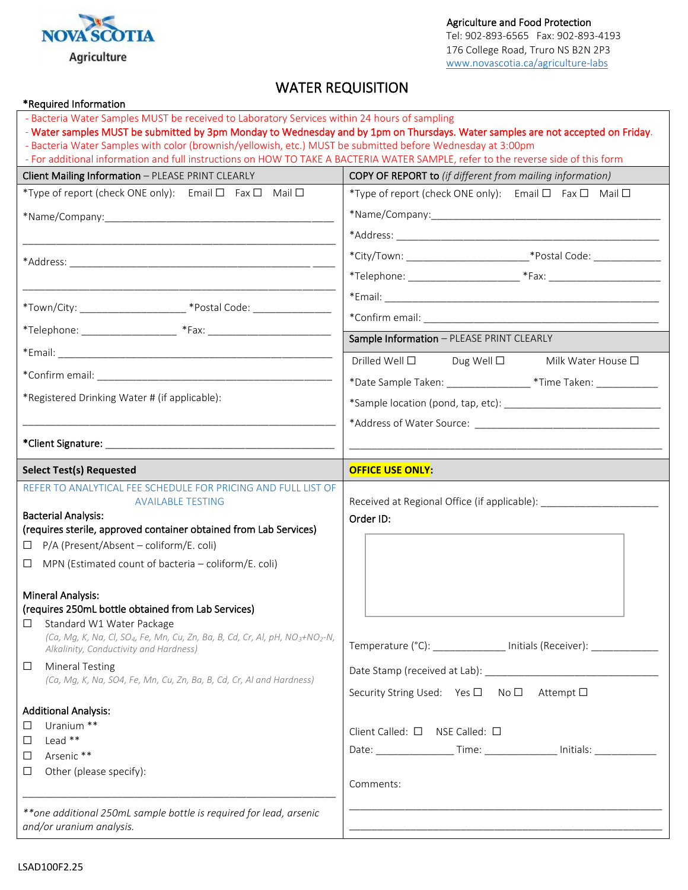Nova Scotia Agriculture

Agriculture and Food Protection
Tel: 902-893-6565 Fax: 902-893-4193
176 College Road, Truro NS B2N 2P3
www.novascotia.ca/agriculture-labs

# WATER REQUISITION

*Required Information

- Bacteria Water Samples MUST be received to Laboratory Services within 24 hours of sampling
- **Water samples MUST be submitted by 3pm Monday to Wednesday and by 1pm on Thursdays. Water samples are not accepted on Friday.**
- Bacteria Water Samples with color (brownish/yellowish, etc.) MUST be submitted before Wednesday at 3:00pm
- For additional information and full instructions on HOW TO TAKE A BACTERIA WATER SAMPLE, refer to the reverse side of this form

## Client Mailing Information – PLEASE PRINT CLEARLY

*Type of report (check ONE only): Email ☐ Fax ☐ Mail ☐

*Name/Company: ______________________________________

______________________________________________________

*Address: ____________________________________________

______________________________________________________

*Town/City: __________________ *Postal Code: ______________

*Telephone: _________________ *Fax: _____________________

*Email: ______________________________________________

*Confirm email: ________________________________________

*Registered Drinking Water # (if applicable):

______________________________________________________

**\*Client Signature:** ___________________________________

## COPY OF REPORT to *(if different from mailing information)*

*Type of report (check ONE only): Email ☐ Fax ☐ Mail ☐

*Name/Company: ______________________________________

*Address: ____________________________________________

*City/Town: _____________________ *Postal Code: ___________

*Telephone: ___________________ *Fax: _____________________

*Email: ______________________________________________

*Confirm email: ________________________________________

## Sample Information – PLEASE PRINT CLEARLY

Drilled Well ☐ Dug Well ☐ Milk Water House ☐

*Date Sample Taken: _______________ *Time Taken: ___________

*Sample location (pond, tap, etc): ____________________________

*Address of Water Source: _________________________________

______________________________________________________

## Select Test(s) Requested

REFER TO ANALYTICAL FEE SCHEDULE FOR PRICING AND FULL LIST OF AVAILABLE TESTING

**Bacterial Analysis:**
**(requires sterile, approved container obtained from Lab Services)**

☐ P/A (Present/Absent – coliform/E. coli)

☐ MPN (Estimated count of bacteria – coliform/E. coli)

**Mineral Analysis:**
**(requires 250mL bottle obtained from Lab Services)**

☐ Standard W1 Water Package
*(Ca, Mg, K, Na, Cl, $SO_4$, Fe, Mn, Cu, Zn, Ba, B, Cd, Cr, Al, pH, $NO_3$+$NO_2$-N, Alkalinity, Conductivity and Hardness)*

☐ Mineral Testing
*(Ca, Mg, K, Na, SO4, Fe, Mn, Cu, Zn, Ba, B, Cd, Cr, Al and Hardness)*

**Additional Analysis:**

☐ Uranium **
☐ Lead **
☐ Arsenic **
☐ Other (please specify):

______________________________________________________

*\*\*one additional 250mL sample bottle is required for lead, arsenic and/or uranium analysis.*

## OFFICE USE ONLY:

Received at Regional Office (if applicable): ____________________

**Order ID:**

Temperature (°C): _____________ Initials (Receiver): ____________

Date Stamp (received at Lab): ______________________________

Security String Used: Yes ☐ No ☐ Attempt ☐

Client Called: ☐ NSE Called: ☐

Date: ______________ Time: _____________ Initials: ___________

Comments:

______________________________________________________

______________________________________________________

LSAD100F2.25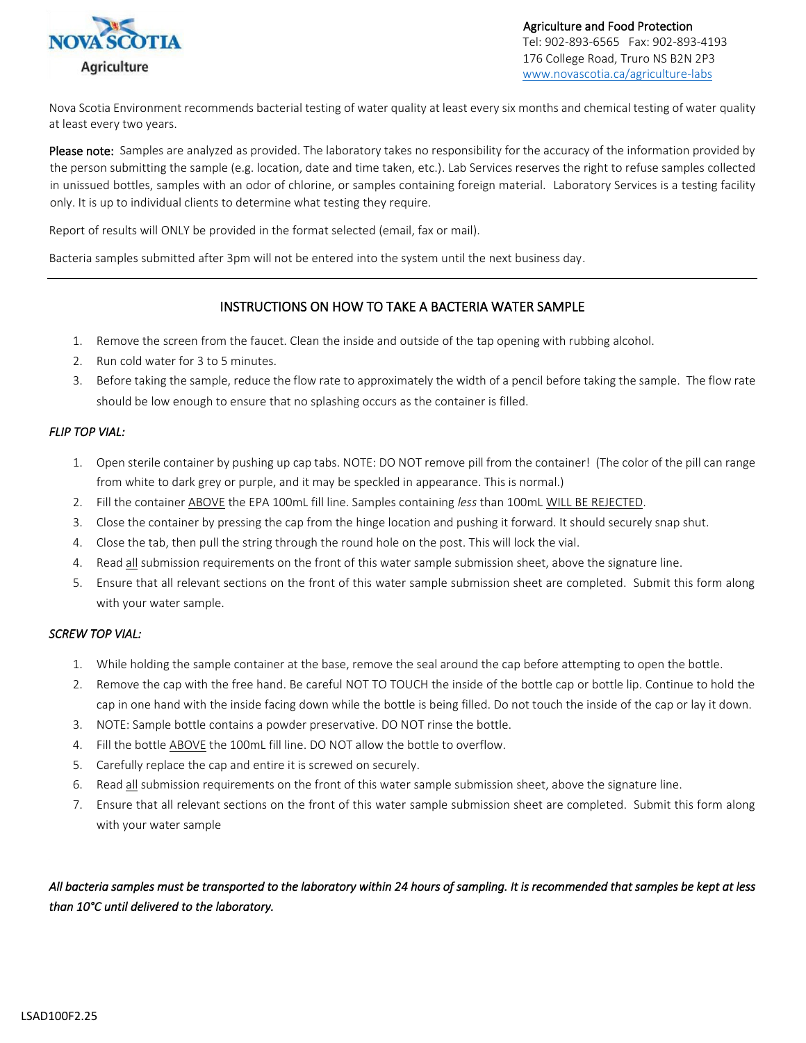NOVA SCOTIA
Agriculture

Agriculture and Food Protection
Tel: 902-893-6565   Fax: 902-893-4193
176 College Road, Truro NS B2N 2P3
www.novascotia.ca/agriculture-labs

Nova Scotia Environment recommends bacterial testing of water quality at least every six months and chemical testing of water quality at least every two years.

**Please note:** Samples are analyzed as provided. The laboratory takes no responsibility for the accuracy of the information provided by the person submitting the sample (e.g. location, date and time taken, etc.). Lab Services reserves the right to refuse samples collected in unissued bottles, samples with an odor of chlorine, or samples containing foreign material. Laboratory Services is a testing facility only. It is up to individual clients to determine what testing they require.

Report of results will ONLY be provided in the format selected (email, fax or mail).

Bacteria samples submitted after 3pm will not be entered into the system until the next business day.

---

## INSTRUCTIONS ON HOW TO TAKE A BACTERIA WATER SAMPLE

1. Remove the screen from the faucet. Clean the inside and outside of the tap opening with rubbing alcohol.
2. Run cold water for 3 to 5 minutes.
3. Before taking the sample, reduce the flow rate to approximately the width of a pencil before taking the sample. The flow rate should be low enough to ensure that no splashing occurs as the container is filled.

*FLIP TOP VIAL:*

1. Open sterile container by pushing up cap tabs. NOTE: DO NOT remove pill from the container! (The color of the pill can range from white to dark grey or purple, and it may be speckled in appearance. This is normal.)
2. Fill the container ABOVE the EPA 100mL fill line. Samples containing *less* than 100mL WILL BE REJECTED.
3. Close the container by pressing the cap from the hinge location and pushing it forward. It should securely snap shut.
4. Close the tab, then pull the string through the round hole on the post. This will lock the vial.
4. Read all submission requirements on the front of this water sample submission sheet, above the signature line.
5. Ensure that all relevant sections on the front of this water sample submission sheet are completed. Submit this form along with your water sample.

*SCREW TOP VIAL:*

1. While holding the sample container at the base, remove the seal around the cap before attempting to open the bottle.
2. Remove the cap with the free hand. Be careful NOT TO TOUCH the inside of the bottle cap or bottle lip. Continue to hold the cap in one hand with the inside facing down while the bottle is being filled. Do not touch the inside of the cap or lay it down.
3. NOTE: Sample bottle contains a powder preservative. DO NOT rinse the bottle.
4. Fill the bottle ABOVE the 100mL fill line. DO NOT allow the bottle to overflow.
5. Carefully replace the cap and entire it is screwed on securely.
6. Read all submission requirements on the front of this water sample submission sheet, above the signature line.
7. Ensure that all relevant sections on the front of this water sample submission sheet are completed. Submit this form along with your water sample

***All bacteria samples must be transported to the laboratory within 24 hours of sampling. It is recommended that samples be kept at less than 10°C until delivered to the laboratory.***

LSAD100F2.25